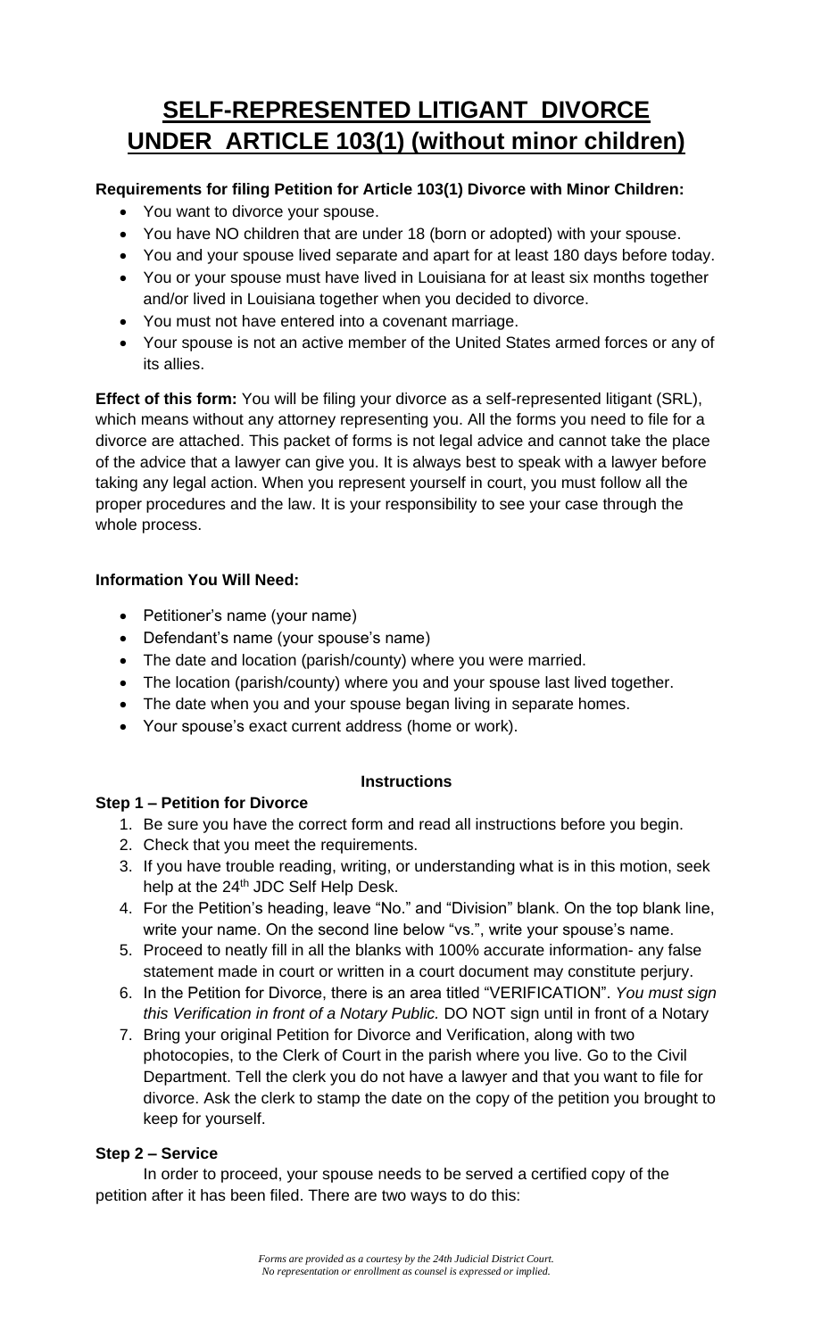# SELF-REPRESENTED LITIGANT DIVORCE UNDER ARTICLE 103(1) (without minor children)

**Requirements for filing Petition for Article 103(1) Divorce with Minor Children:**

- You want to divorce your spouse.
- You have NO children that are under 18 (born or adopted) with your spouse.
- You and your spouse lived separate and apart for at least 180 days before today.
- You or your spouse must have lived in Louisiana for at least six months together and/or lived in Louisiana together when you decided to divorce.
- You must not have entered into a covenant marriage.
- Your spouse is not an active member of the United States armed forces or any of its allies.

**Effect of this form:** You will be filing your divorce as a self-represented litigant (SRL), which means without any attorney representing you. All the forms you need to file for a divorce are attached. This packet of forms is not legal advice and cannot take the place of the advice that a lawyer can give you. It is always best to speak with a lawyer before taking any legal action. When you represent yourself in court, you must follow all the proper procedures and the law. It is your responsibility to see your case through the whole process.

**Information You Will Need:**

- Petitioner's name (your name)
- Defendant's name (your spouse's name)
- The date and location (parish/county) where you were married.
- The location (parish/county) where you and your spouse last lived together.
- The date when you and your spouse began living in separate homes.
- Your spouse's exact current address (home or work).

**Instructions**

**Step 1 – Petition for Divorce**

1. Be sure you have the correct form and read all instructions before you begin.
2. Check that you meet the requirements.
3. If you have trouble reading, writing, or understanding what is in this motion, seek help at the 24th JDC Self Help Desk.
4. For the Petition's heading, leave "No." and "Division" blank. On the top blank line, write your name. On the second line below "vs.", write your spouse's name.
5. Proceed to neatly fill in all the blanks with 100% accurate information- any false statement made in court or written in a court document may constitute perjury.
6. In the Petition for Divorce, there is an area titled "VERIFICATION". *You must sign this Verification in front of a Notary Public.* DO NOT sign until in front of a Notary
7. Bring your original Petition for Divorce and Verification, along with two photocopies, to the Clerk of Court in the parish where you live. Go to the Civil Department. Tell the clerk you do not have a lawyer and that you want to file for divorce. Ask the clerk to stamp the date on the copy of the petition you brought to keep for yourself.

**Step 2 – Service**

In order to proceed, your spouse needs to be served a certified copy of the petition after it has been filed. There are two ways to do this: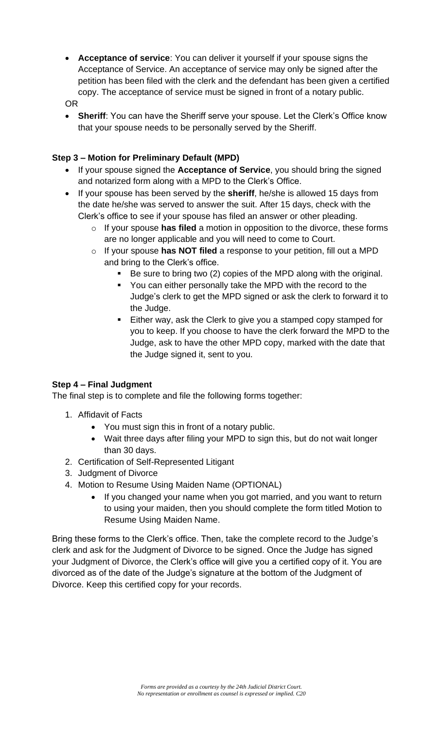- **Acceptance of service**: You can deliver it yourself if your spouse signs the Acceptance of Service. An acceptance of service may only be signed after the petition has been filed with the clerk and the defendant has been given a certified copy. The acceptance of service must be signed in front of a notary public.

OR

- **Sheriff**: You can have the Sheriff serve your spouse. Let the Clerk's Office know that your spouse needs to be personally served by the Sheriff.

**Step 3 – Motion for Preliminary Default (MPD)**

- If your spouse signed the **Acceptance of Service**, you should bring the signed and notarized form along with a MPD to the Clerk's Office.
- If your spouse has been served by the **sheriff**, he/she is allowed 15 days from the date he/she was served to answer the suit. After 15 days, check with the Clerk's office to see if your spouse has filed an answer or other pleading.
  - If your spouse **has filed** a motion in opposition to the divorce, these forms are no longer applicable and you will need to come to Court.
  - If your spouse **has NOT filed** a response to your petition, fill out a MPD and bring to the Clerk's office.
    - Be sure to bring two (2) copies of the MPD along with the original.
    - You can either personally take the MPD with the record to the Judge's clerk to get the MPD signed or ask the clerk to forward it to the Judge.
    - Either way, ask the Clerk to give you a stamped copy stamped for you to keep. If you choose to have the clerk forward the MPD to the Judge, ask to have the other MPD copy, marked with the date that the Judge signed it, sent to you.

**Step 4 – Final Judgment**

The final step is to complete and file the following forms together:

1. Affidavit of Facts
   - You must sign this in front of a notary public.
   - Wait three days after filing your MPD to sign this, but do not wait longer than 30 days.
2. Certification of Self-Represented Litigant
3. Judgment of Divorce
4. Motion to Resume Using Maiden Name (OPTIONAL)
   - If you changed your name when you got married, and you want to return to using your maiden, then you should complete the form titled Motion to Resume Using Maiden Name.

Bring these forms to the Clerk's office. Then, take the complete record to the Judge's clerk and ask for the Judgment of Divorce to be signed. Once the Judge has signed your Judgment of Divorce, the Clerk's office will give you a certified copy of it. You are divorced as of the date of the Judge's signature at the bottom of the Judgment of Divorce. Keep this certified copy for your records.

*Forms are provided as a courtesy by the 24th Judicial District Court.*
*No representation or enrollment as counsel is expressed or implied. C20*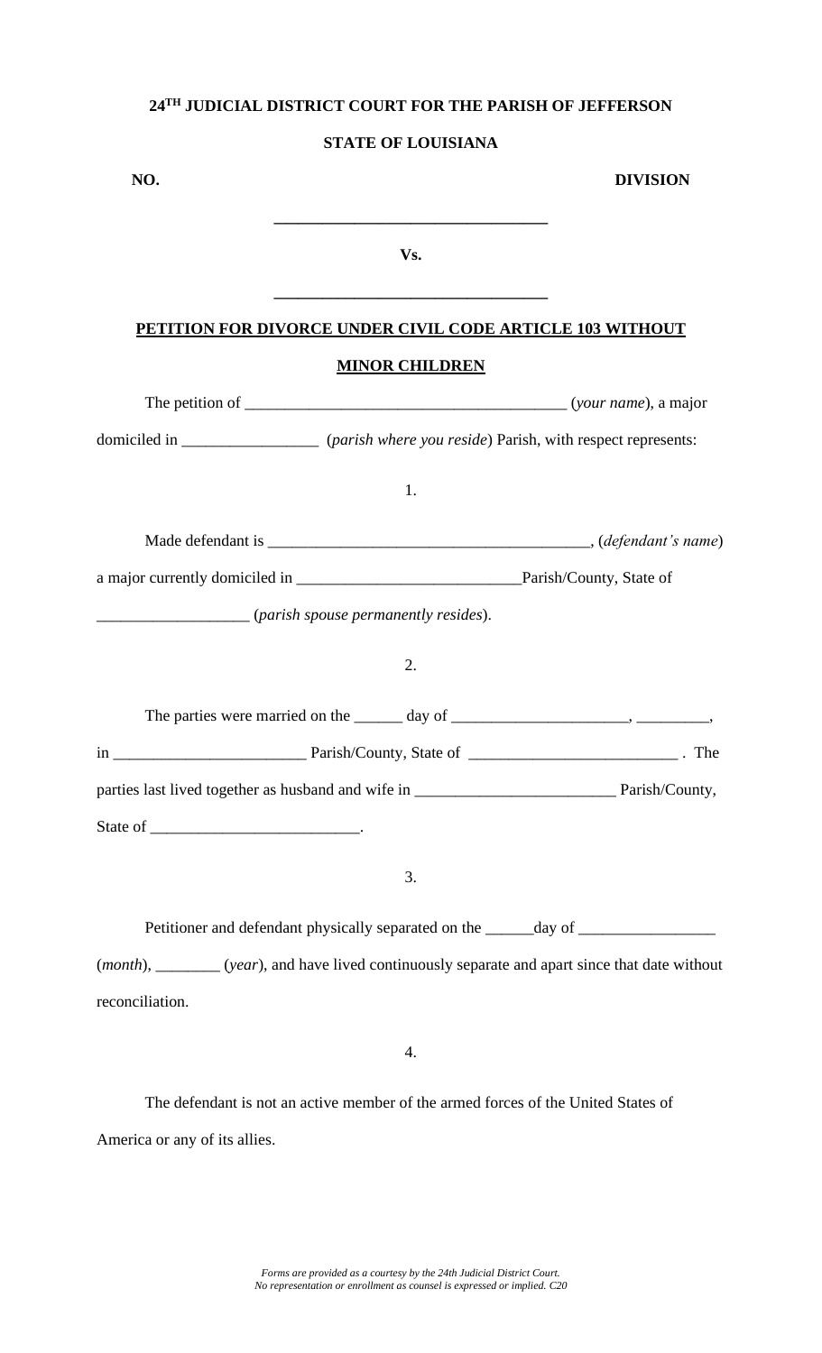**24[TH] JUDICIAL DISTRICT COURT FOR THE PARISH OF JEFFERSON**

**STATE OF LOUISIANA**

**NO.** **DIVISION**

**_________________________________**

**Vs.**

**_________________________________**

**PETITION FOR DIVORCE UNDER CIVIL CODE ARTICLE 103 WITHOUT MINOR CHILDREN**

The petition of _______________________________________ (*your name*), a major domiciled in ________________ (*parish where you reside*) Parish, with respect represents:

1.

Made defendant is _______________________________________, (*defendant's name*) a major currently domiciled in ___________________________Parish/County, State of __________________ (*parish spouse permanently resides*).

2.

The parties were married on the ______ day of _____________________, _________, in _______________________ Parish/County, State of _________________________ . The parties last lived together as husband and wife in ________________________ Parish/County, State of _________________________.

3.

Petitioner and defendant physically separated on the ______day of ________________ (*month*), ________ (*year*), and have lived continuously separate and apart since that date without reconciliation.

4.

The defendant is not an active member of the armed forces of the United States of America or any of its allies.

*Forms are provided as a courtesy by the 24th Judicial District Court. No representation or enrollment as counsel is expressed or implied. C20*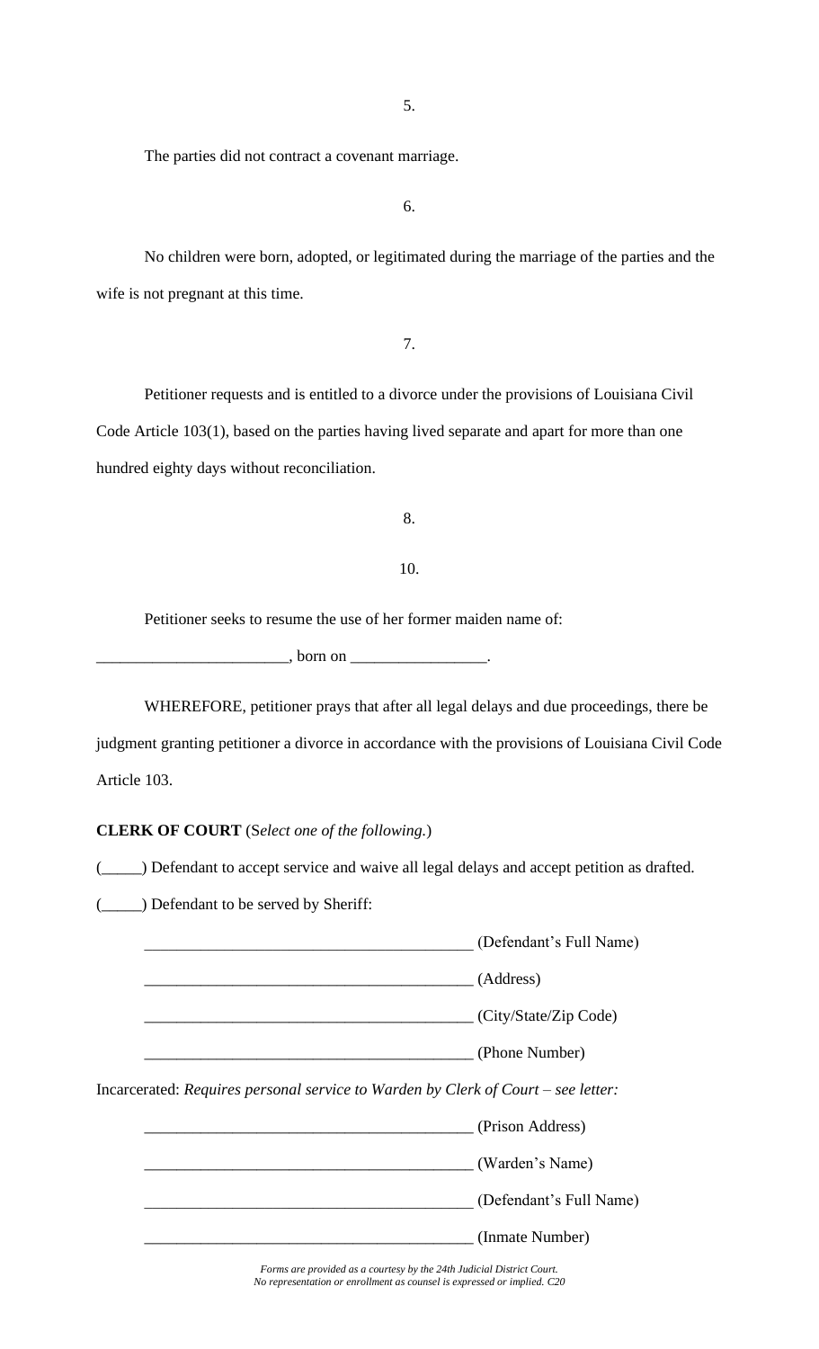5.

The parties did not contract a covenant marriage.

6.

No children were born, adopted, or legitimated during the marriage of the parties and the wife is not pregnant at this time.

7.

Petitioner requests and is entitled to a divorce under the provisions of Louisiana Civil Code Article 103(1), based on the parties having lived separate and apart for more than one hundred eighty days without reconciliation.

8.

10.

Petitioner seeks to resume the use of her former maiden name of:

_______________________, born on ________________.

WHEREFORE, petitioner prays that after all legal delays and due proceedings, there be judgment granting petitioner a divorce in accordance with the provisions of Louisiana Civil Code Article 103.

**CLERK OF COURT** (S*elect one of the following.*)

(_____) Defendant to accept service and waive all legal delays and accept petition as drafted.

(_____) Defendant to be served by Sheriff:

_________________________________________ (Defendant's Full Name)

_________________________________________ (Address)

_________________________________________ (City/State/Zip Code)

_________________________________________ (Phone Number)

Incarcerated: *Requires personal service to Warden by Clerk of Court – see letter:*

_________________________________________ (Prison Address)

_________________________________________ (Warden's Name)

_________________________________________ (Defendant's Full Name)

_________________________________________ (Inmate Number)

*Forms are provided as a courtesy by the 24th Judicial District Court.*
*No representation or enrollment as counsel is expressed or implied. C20*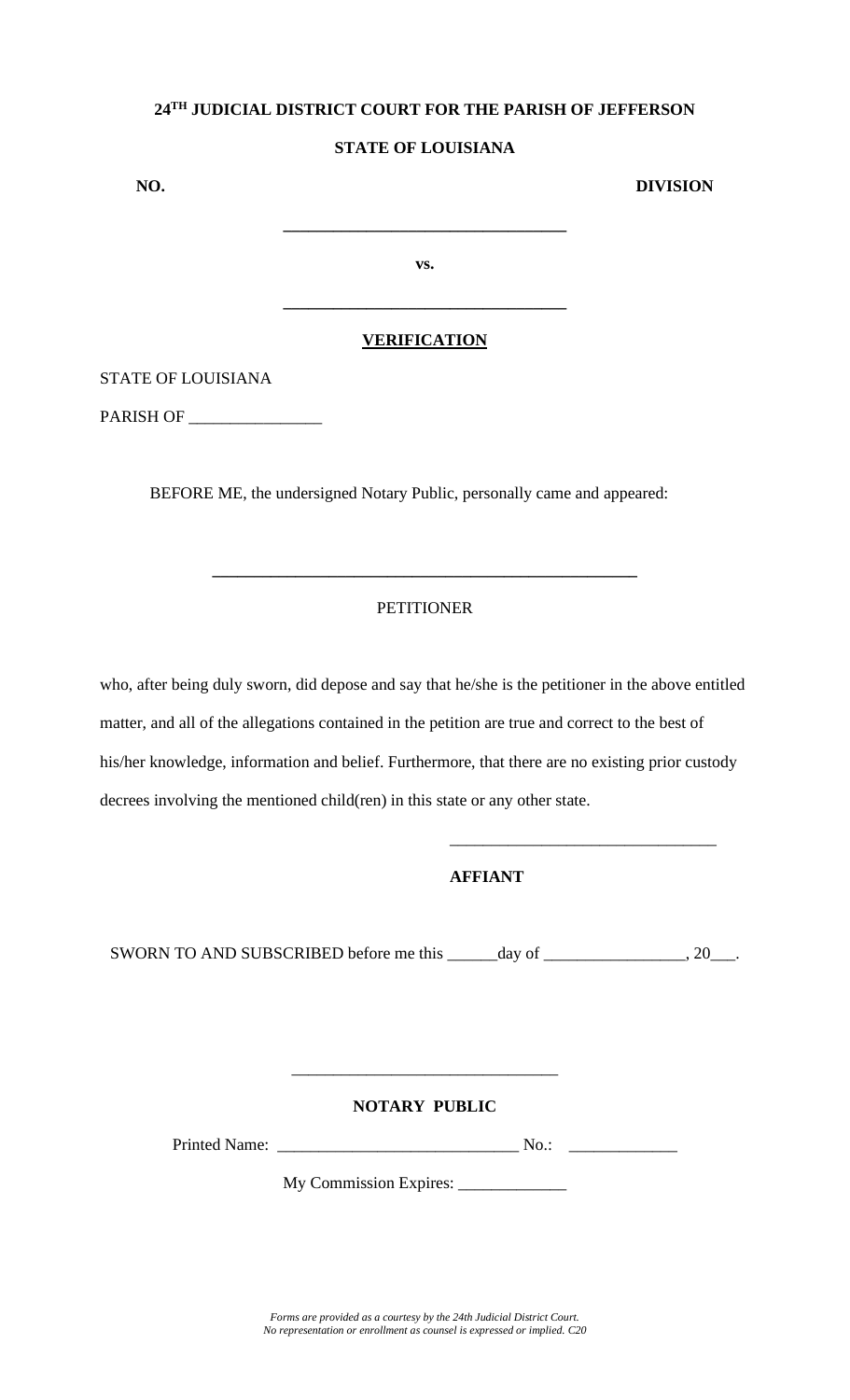**24TH JUDICIAL DISTRICT COURT FOR THE PARISH OF JEFFERSON**

**STATE OF LOUISIANA**

**NO.** **DIVISION**

**\_\_\_\_\_\_\_\_\_\_\_\_\_\_\_\_\_\_\_\_\_\_\_\_\_\_\_\_\_\_\_\_\_\_**

**vs.**

**\_\_\_\_\_\_\_\_\_\_\_\_\_\_\_\_\_\_\_\_\_\_\_\_\_\_\_\_\_\_\_\_\_\_**

**VERIFICATION**

STATE OF LOUISIANA

PARISH OF \_\_\_\_\_\_\_\_\_\_\_\_\_\_\_\_

BEFORE ME, the undersigned Notary Public, personally came and appeared:

\_\_\_\_\_\_\_\_\_\_\_\_\_\_\_\_\_\_\_\_\_\_\_\_\_\_\_\_\_\_\_\_\_\_\_\_\_\_\_\_\_\_\_\_\_\_\_\_\_\_

PETITIONER

who, after being duly sworn, did depose and say that he/she is the petitioner in the above entitled matter, and all of the allegations contained in the petition are true and correct to the best of his/her knowledge, information and belief. Furthermore, that there are no existing prior custody decrees involving the mentioned child(ren) in this state or any other state.

\_\_\_\_\_\_\_\_\_\_\_\_\_\_\_\_\_\_\_\_\_\_\_\_\_\_\_\_\_\_\_\_

**AFFIANT**

SWORN TO AND SUBSCRIBED before me this \_\_\_\_\_\_day of \_\_\_\_\_\_\_\_\_\_\_\_\_\_\_\_\_, 20\_\_\_.

\_\_\_\_\_\_\_\_\_\_\_\_\_\_\_\_\_\_\_\_\_\_\_\_\_\_\_\_\_\_\_\_

**NOTARY PUBLIC**

Printed Name: \_\_\_\_\_\_\_\_\_\_\_\_\_\_\_\_\_\_\_\_\_\_\_\_\_\_\_\_\_\_ No.: \_\_\_\_\_\_\_\_\_\_\_\_\_

My Commission Expires: \_\_\_\_\_\_\_\_\_\_\_\_\_

*Forms are provided as a courtesy by the 24th Judicial District Court.*
*No representation or enrollment as counsel is expressed or implied. C20*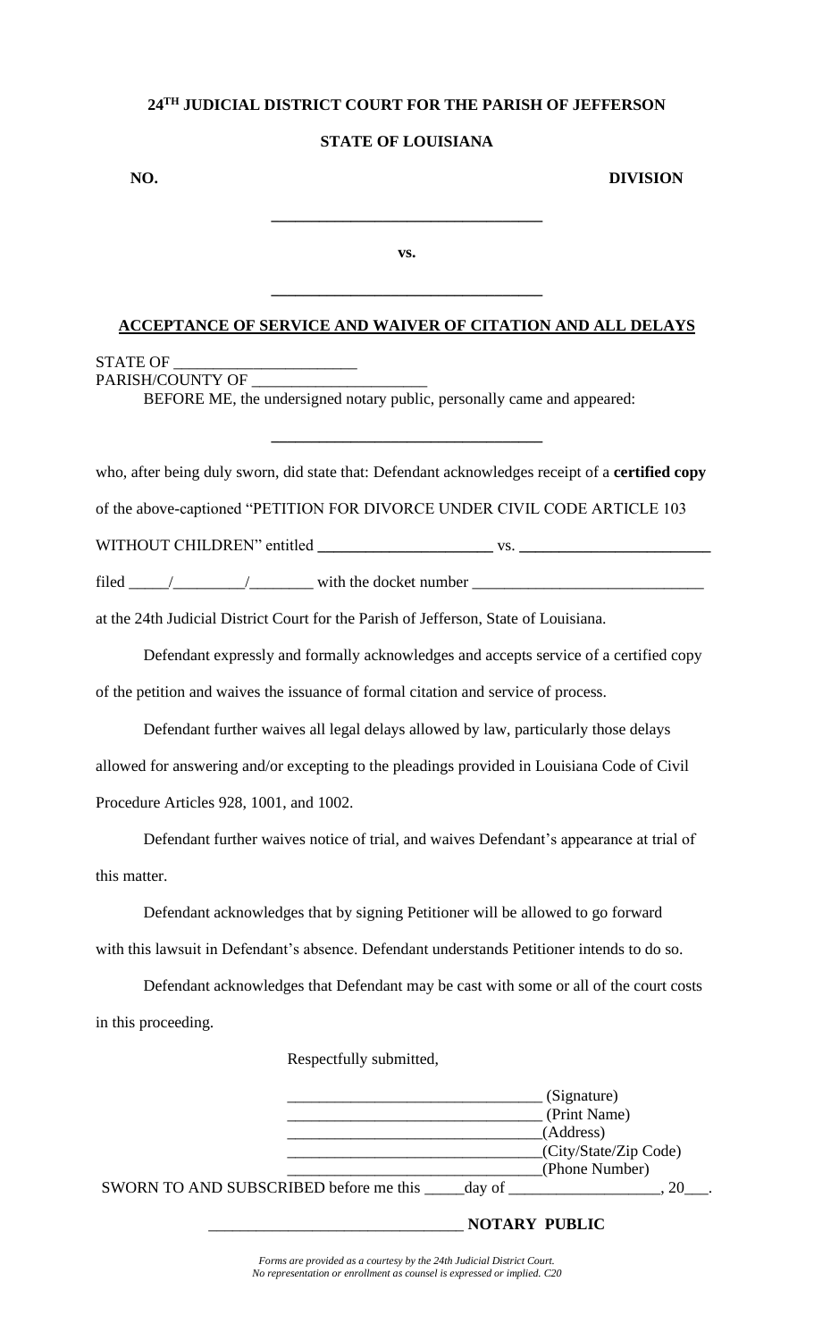**24TH JUDICIAL DISTRICT COURT FOR THE PARISH OF JEFFERSON**

**STATE OF LOUISIANA**

**NO.** **DIVISION**

**___________________________________**

**vs.**

**___________________________________**

**ACCEPTANCE OF SERVICE AND WAIVER OF CITATION AND ALL DELAYS**

STATE OF _______________________
PARISH/COUNTY OF ______________________

BEFORE ME, the undersigned notary public, personally came and appeared:

**___________________________________**

who, after being duly sworn, did state that: Defendant acknowledges receipt of a **certified copy** of the above-captioned "PETITION FOR DIVORCE UNDER CIVIL CODE ARTICLE 103 WITHOUT CHILDREN" entitled **______________________** vs. **________________________** filed _____/_________/________ with the docket number _____________________________ at the 24th Judicial District Court for the Parish of Jefferson, State of Louisiana.

Defendant expressly and formally acknowledges and accepts service of a certified copy of the petition and waives the issuance of formal citation and service of process.

Defendant further waives all legal delays allowed by law, particularly those delays allowed for answering and/or excepting to the pleadings provided in Louisiana Code of Civil Procedure Articles 928, 1001, and 1002.

Defendant further waives notice of trial, and waives Defendant's appearance at trial of this matter.

Defendant acknowledges that by signing Petitioner will be allowed to go forward with this lawsuit in Defendant's absence. Defendant understands Petitioner intends to do so.

Defendant acknowledges that Defendant may be cast with some or all of the court costs in this proceeding.

Respectfully submitted,

________________________________ (Signature)
________________________________ (Print Name)
________________________________(Address)
________________________________(City/State/Zip Code)
________________________________(Phone Number)

SWORN TO AND SUBSCRIBED before me this _____day of ___________________, 20___.

________________________________ **NOTARY PUBLIC**

*Forms are provided as a courtesy by the 24th Judicial District Court.*
*No representation or enrollment as counsel is expressed or implied. C20*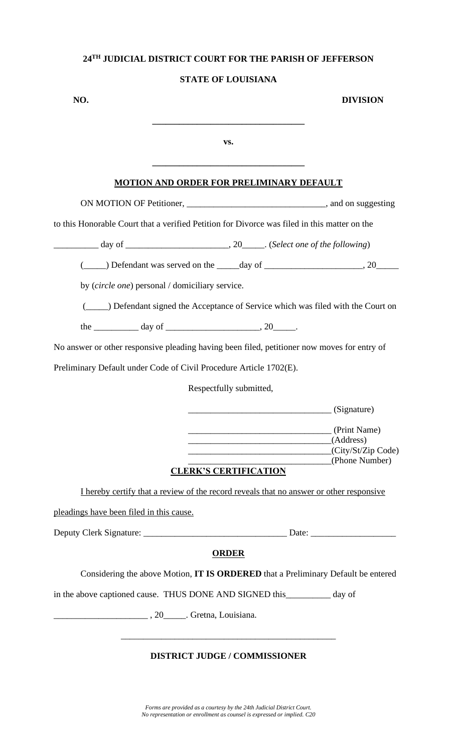**24[TH] JUDICIAL DISTRICT COURT FOR THE PARISH OF JEFFERSON**

**STATE OF LOUISIANA**

**NO.** **DIVISION**

**\_\_\_\_\_\_\_\_\_\_\_\_\_\_\_\_\_\_\_\_\_\_\_\_\_\_\_\_\_\_\_\_\_\_\_**

**vs.**

**\_\_\_\_\_\_\_\_\_\_\_\_\_\_\_\_\_\_\_\_\_\_\_\_\_\_\_\_\_\_\_\_\_\_\_**

## MOTION AND ORDER FOR PRELIMINARY DEFAULT

ON MOTION OF Petitioner, \_\_\_\_\_\_\_\_\_\_\_\_\_\_\_\_\_\_\_\_\_\_\_\_\_\_\_\_\_\_\_, and on suggesting to this Honorable Court that a verified Petition for Divorce was filed in this matter on the \_\_\_\_\_\_\_\_\_\_ day of \_\_\_\_\_\_\_\_\_\_\_\_\_\_\_\_\_\_\_\_\_\_\_, 20\_\_\_\_\_. (*Select one of the following*)

(\_\_\_\_\_) Defendant was served on the \_\_\_\_\_day of \_\_\_\_\_\_\_\_\_\_\_\_\_\_\_\_\_\_\_\_\_\_, 20\_\_\_\_\_ by (*circle one*) personal / domiciliary service.

(\_\_\_\_\_) Defendant signed the Acceptance of Service which was filed with the Court on the \_\_\_\_\_\_\_\_\_\_ day of \_\_\_\_\_\_\_\_\_\_\_\_\_\_\_\_\_\_\_\_\_, 20\_\_\_\_\_.

No answer or other responsive pleading having been filed, petitioner now moves for entry of Preliminary Default under Code of Civil Procedure Article 1702(E).

Respectfully submitted,

\_\_\_\_\_\_\_\_\_\_\_\_\_\_\_\_\_\_\_\_\_\_\_\_\_\_\_\_\_\_\_\_ (Signature)

\_\_\_\_\_\_\_\_\_\_\_\_\_\_\_\_\_\_\_\_\_\_\_\_\_\_\_\_\_\_\_\_ (Print Name)
\_\_\_\_\_\_\_\_\_\_\_\_\_\_\_\_\_\_\_\_\_\_\_\_\_\_\_\_\_\_\_\_(Address)
\_\_\_\_\_\_\_\_\_\_\_\_\_\_\_\_\_\_\_\_\_\_\_\_\_\_\_\_\_\_\_\_(City/St/Zip Code)
\_\_\_\_\_\_\_\_\_\_\_\_\_\_\_\_\_\_\_\_\_\_\_\_\_\_\_\_\_\_\_\_(Phone Number)

## CLERK'S CERTIFICATION

I hereby certify that a review of the record reveals that no answer or other responsive pleadings have been filed in this cause.

Deputy Clerk Signature: \_\_\_\_\_\_\_\_\_\_\_\_\_\_\_\_\_\_\_\_\_\_\_\_\_\_\_\_\_\_\_\_ Date: \_\_\_\_\_\_\_\_\_\_\_\_\_\_\_\_\_\_\_

## ORDER

Considering the above Motion, **IT IS ORDERED** that a Preliminary Default be entered in the above captioned cause. THUS DONE AND SIGNED this\_\_\_\_\_\_\_\_\_\_ day of \_\_\_\_\_\_\_\_\_\_\_\_\_\_\_\_\_\_\_\_\_ , 20\_\_\_\_\_. Gretna, Louisiana.

\_\_\_\_\_\_\_\_\_\_\_\_\_\_\_\_\_\_\_\_\_\_\_\_\_\_\_\_\_\_\_\_\_\_\_\_\_\_\_\_\_\_\_\_\_\_\_\_\_\_

**DISTRICT JUDGE / COMMISSIONER**

*Forms are provided as a courtesy by the 24th Judicial District Court.*
*No representation or enrollment as counsel is expressed or implied. C20*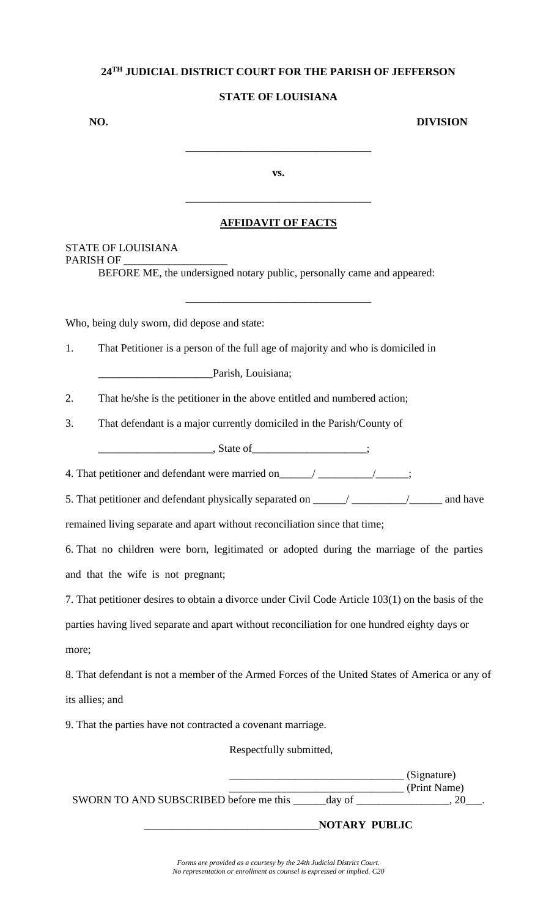**24TH JUDICIAL DISTRICT COURT FOR THE PARISH OF JEFFERSON**

**STATE OF LOUISIANA**

**NO.** **DIVISION**

**\_\_\_\_\_\_\_\_\_\_\_\_\_\_\_\_\_\_\_\_\_\_\_\_\_\_\_\_\_\_\_\_\_\_\_**

**vs.**

**\_\_\_\_\_\_\_\_\_\_\_\_\_\_\_\_\_\_\_\_\_\_\_\_\_\_\_\_\_\_\_\_\_\_\_**

**AFFIDAVIT OF FACTS**

STATE OF LOUISIANA
PARISH OF \_\_\_\_\_\_\_\_\_\_\_\_\_\_\_\_\_\_\_

BEFORE ME, the undersigned notary public, personally came and appeared:

**\_\_\_\_\_\_\_\_\_\_\_\_\_\_\_\_\_\_\_\_\_\_\_\_\_\_\_\_\_\_\_\_\_\_\_**

Who, being duly sworn, did depose and state:

1. That Petitioner is a person of the full age of majority and who is domiciled in \_\_\_\_\_\_\_\_\_\_\_\_\_\_\_\_\_\_\_\_\_Parish, Louisiana;

2. That he/she is the petitioner in the above entitled and numbered action;

3. That defendant is a major currently domiciled in the Parish/County of \_\_\_\_\_\_\_\_\_\_\_\_\_\_\_\_\_\_\_\_\_, State of\_\_\_\_\_\_\_\_\_\_\_\_\_\_\_\_\_\_\_\_\_;

4. That petitioner and defendant were married on\_\_\_\_\_\_/ \_\_\_\_\_\_\_\_\_\_/\_\_\_\_\_\_;

5. That petitioner and defendant physically separated on \_\_\_\_\_\_/ \_\_\_\_\_\_\_\_\_\_/\_\_\_\_\_\_ and have remained living separate and apart without reconciliation since that time;

6. That no children were born, legitimated or adopted during the marriage of the parties and that the wife is not pregnant;

7. That petitioner desires to obtain a divorce under Civil Code Article 103(1) on the basis of the parties having lived separate and apart without reconciliation for one hundred eighty days or more;

8. That defendant is not a member of the Armed Forces of the United States of America or any of its allies; and

9. That the parties have not contracted a covenant marriage.

Respectfully submitted,

\_\_\_\_\_\_\_\_\_\_\_\_\_\_\_\_\_\_\_\_\_\_\_\_\_\_\_\_\_\_\_\_ (Signature)
\_\_\_\_\_\_\_\_\_\_\_\_\_\_\_\_\_\_\_\_\_\_\_\_\_\_\_\_\_\_\_\_ (Print Name)

SWORN TO AND SUBSCRIBED before me this \_\_\_\_\_\_day of \_\_\_\_\_\_\_\_\_\_\_\_\_\_\_\_\_, 20\_\_\_.

\_\_\_\_\_\_\_\_\_\_\_\_\_\_\_\_\_\_\_\_\_\_\_\_\_\_\_\_\_\_\_\_**NOTARY PUBLIC**

*Forms are provided as a courtesy by the 24th Judicial District Court.*
*No representation or enrollment as counsel is expressed or implied. C20*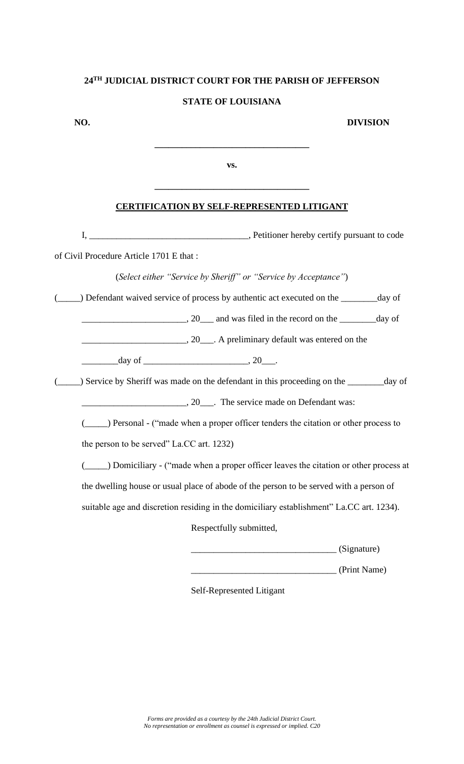**24TH JUDICIAL DISTRICT COURT FOR THE PARISH OF JEFFERSON**

**STATE OF LOUISIANA**

**NO.** **DIVISION**

**___________________________________**

**vs.**

**___________________________________**

**CERTIFICATION BY SELF-REPRESENTED LITIGANT**

I, ___________________________________, Petitioner hereby certify pursuant to code of Civil Procedure Article 1701 E that :

(*Select either "Service by Sheriff" or "Service by Acceptance"*)

(_____) Defendant waived service of process by authentic act executed on the ________day of _______________________, 20___ and was filed in the record on the ________day of _______________________, 20___. A preliminary default was entered on the ________day of _______________________, 20___.

(_____) Service by Sheriff was made on the defendant in this proceeding on the ________day of _______________________, 20___. The service made on Defendant was:

(_____) Personal - ("made when a proper officer tenders the citation or other process to the person to be served" La.CC art. 1232)

(_____) Domiciliary - ("made when a proper officer leaves the citation or other process at the dwelling house or usual place of abode of the person to be served with a person of suitable age and discretion residing in the domiciliary establishment" La.CC art. 1234).

Respectfully submitted,

________________________________ (Signature)

________________________________ (Print Name)

Self-Represented Litigant

*Forms are provided as a courtesy by the 24th Judicial District Court.*
*No representation or enrollment as counsel is expressed or implied. C20*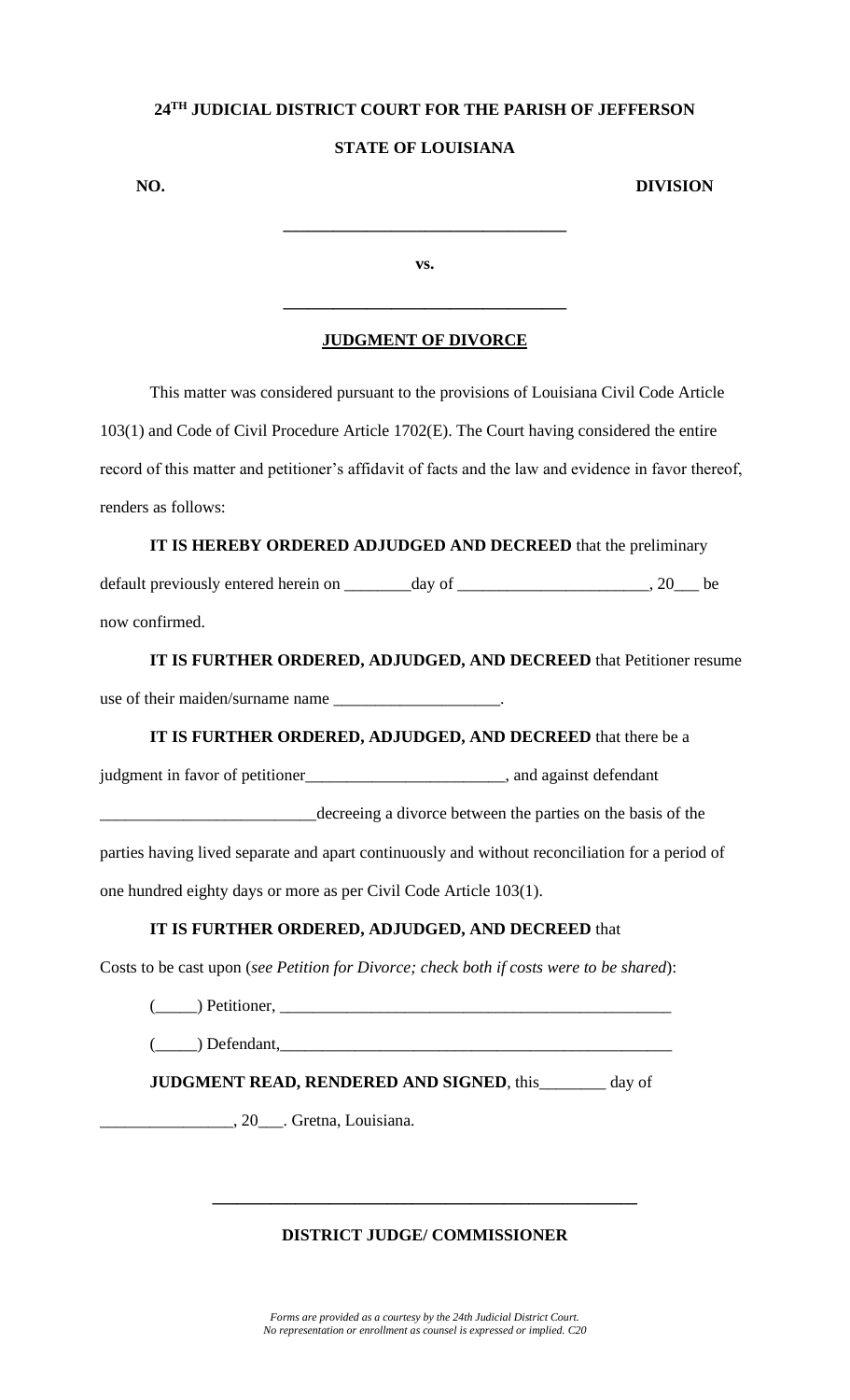**24[TH] JUDICIAL DISTRICT COURT FOR THE PARISH OF JEFFERSON**

**STATE OF LOUISIANA**

**NO.** **DIVISION**

**_________________________________**

**vs.**

**_________________________________**

**JUDGMENT OF DIVORCE**

This matter was considered pursuant to the provisions of Louisiana Civil Code Article 103(1) and Code of Civil Procedure Article 1702(E). The Court having considered the entire record of this matter and petitioner's affidavit of facts and the law and evidence in favor thereof, renders as follows:

**IT IS HEREBY ORDERED ADJUDGED AND DECREED** that the preliminary default previously entered herein on ________day of ______________________, 20___ be now confirmed.

**IT IS FURTHER ORDERED, ADJUDGED, AND DECREED** that Petitioner resume use of their maiden/surname name ___________________.

**IT IS FURTHER ORDERED, ADJUDGED, AND DECREED** that there be a judgment in favor of petitioner_______________________, and against defendant _________________________decreeing a divorce between the parties on the basis of the parties having lived separate and apart continuously and without reconciliation for a period of one hundred eighty days or more as per Civil Code Article 103(1).

**IT IS FURTHER ORDERED, ADJUDGED, AND DECREED** that

Costs to be cast upon (*see Petition for Divorce; check both if costs were to be shared*):

(_____) Petitioner, ________________________________________________

(_____) Defendant,________________________________________________

**JUDGMENT READ, RENDERED AND SIGNED**, this________ day of _______________, 20___. Gretna, Louisiana.

**___________________________________________________**

**DISTRICT JUDGE/ COMMISSIONER**

*Forms are provided as a courtesy by the 24th Judicial District Court. No representation or enrollment as counsel is expressed or implied. C20*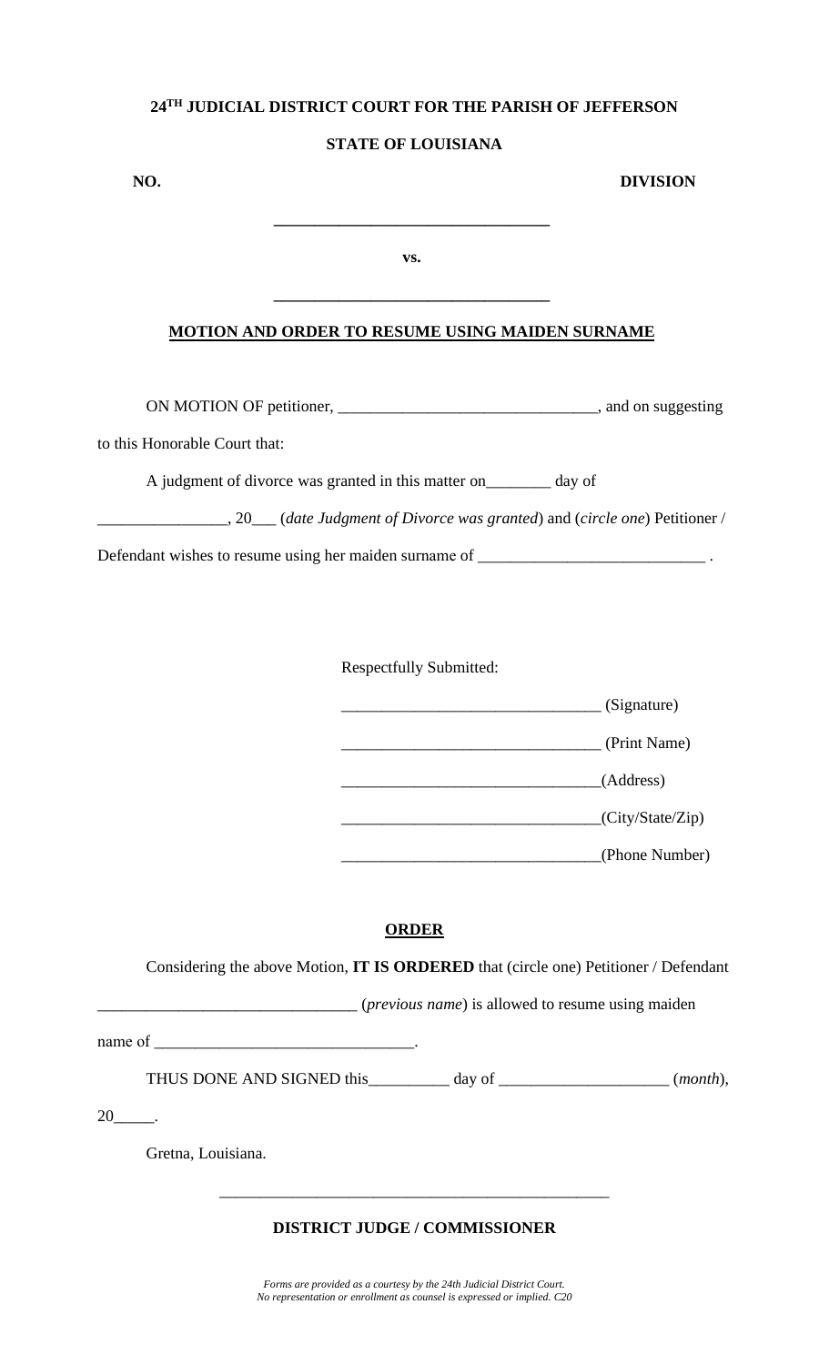**24[TH] JUDICIAL DISTRICT COURT FOR THE PARISH OF JEFFERSON**

**STATE OF LOUISIANA**

**NO.** **DIVISION**

**_________________________________**

**vs.**

**_________________________________**

**MOTION AND ORDER TO RESUME USING MAIDEN SURNAME**

ON MOTION OF petitioner, _______________________________, and on suggesting to this Honorable Court that:

A judgment of divorce was granted in this matter on________ day of _______________, 20___ (*date Judgment of Divorce was granted*) and (*circle one*) Petitioner / Defendant wishes to resume using her maiden surname of ___________________________ .

Respectfully Submitted:

_______________________________ (Signature)

_______________________________ (Print Name)

_______________________________(Address)

_______________________________(City/State/Zip)

_______________________________(Phone Number)

**ORDER**

Considering the above Motion, **IT IS ORDERED** that (circle one) Petitioner / Defendant _______________________________ (*previous name*) is allowed to resume using maiden name of _______________________________.

THUS DONE AND SIGNED this__________ day of ____________________ (*month*), 20_____.

Gretna, Louisiana.

_________________________________________________

**DISTRICT JUDGE / COMMISSIONER**

*Forms are provided as a courtesy by the 24th Judicial District Court.*
*No representation or enrollment as counsel is expressed or implied. C20*